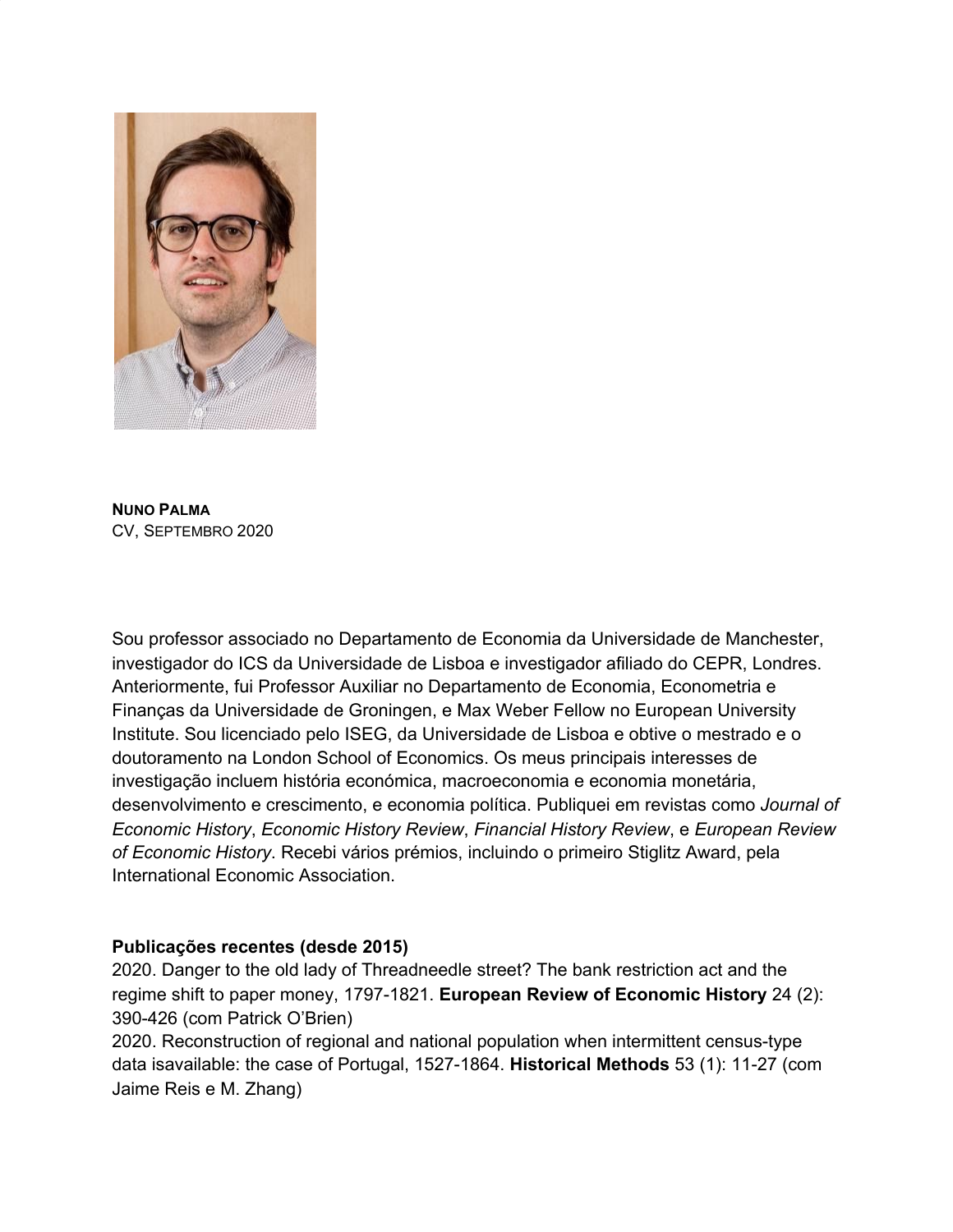**NUNO PALMA**
CV, SEPTEMBRO 2020

Sou professor associado no Departamento de Economia da Universidade de Manchester, investigador do ICS da Universidade de Lisboa e investigador afiliado do CEPR, Londres. Anteriormente, fui Professor Auxiliar no Departamento de Economia, Econometria e Finanças da Universidade de Groningen, e Max Weber Fellow no European University Institute. Sou licenciado pelo ISEG, da Universidade de Lisboa e obtive o mestrado e o doutoramento na London School of Economics. Os meus principais interesses de investigação incluem história económica, macroeconomia e economia monetária, desenvolvimento e crescimento, e economia política. Publiquei em revistas como *Journal of Economic History*, *Economic History Review*, *Financial History Review*, e *European Review of Economic History*. Recebi vários prémios, incluindo o primeiro Stiglitz Award, pela International Economic Association.

**Publicações recentes (desde 2015)**

2020. Danger to the old lady of Threadneedle street? The bank restriction act and the regime shift to paper money, 1797-1821. **European Review of Economic History** 24 (2): 390-426 (com Patrick O'Brien)

2020. Reconstruction of regional and national population when intermittent census-type data isavailable: the case of Portugal, 1527-1864. **Historical Methods** 53 (1): 11-27 (com Jaime Reis e M. Zhang)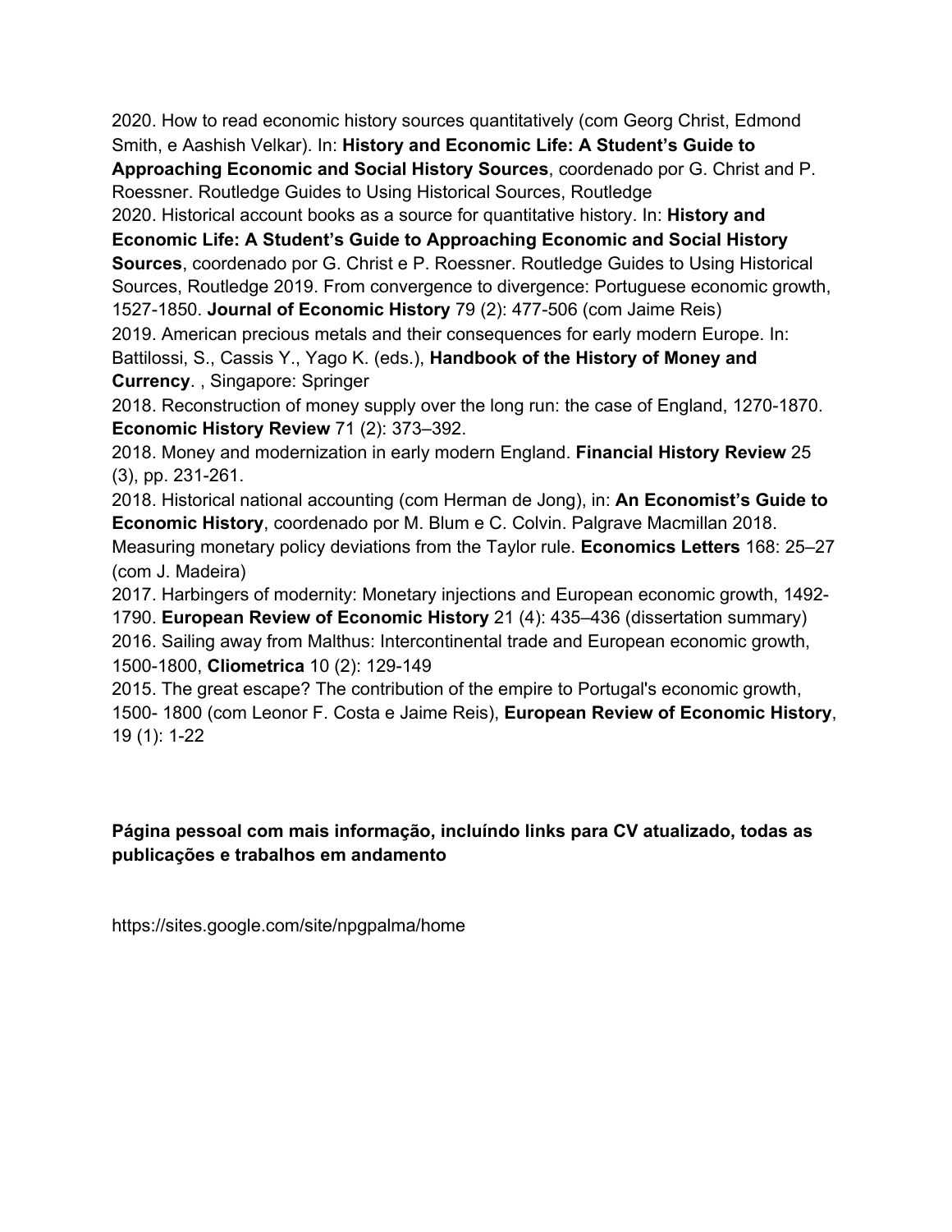2020. How to read economic history sources quantitatively (com Georg Christ, Edmond Smith, e Aashish Velkar). In: **History and Economic Life: A Student's Guide to Approaching Economic and Social History Sources**, coordenado por G. Christ and P. Roessner. Routledge Guides to Using Historical Sources, Routledge

2020. Historical account books as a source for quantitative history. In: **History and Economic Life: A Student's Guide to Approaching Economic and Social History Sources**, coordenado por G. Christ e P. Roessner. Routledge Guides to Using Historical Sources, Routledge 2019. From convergence to divergence: Portuguese economic growth, 1527-1850. **Journal of Economic History** 79 (2): 477-506 (com Jaime Reis)

2019. American precious metals and their consequences for early modern Europe. In: Battilossi, S., Cassis Y., Yago K. (eds.), **Handbook of the History of Money and Currency**. , Singapore: Springer

2018. Reconstruction of money supply over the long run: the case of England, 1270-1870. **Economic History Review** 71 (2): 373–392.

2018. Money and modernization in early modern England. **Financial History Review** 25 (3), pp. 231-261.

2018. Historical national accounting (com Herman de Jong), in: **An Economist's Guide to Economic History**, coordenado por M. Blum e C. Colvin. Palgrave Macmillan 2018. Measuring monetary policy deviations from the Taylor rule. **Economics Letters** 168: 25–27 (com J. Madeira)

2017. Harbingers of modernity: Monetary injections and European economic growth, 1492-1790. **European Review of Economic History** 21 (4): 435–436 (dissertation summary)

2016. Sailing away from Malthus: Intercontinental trade and European economic growth, 1500-1800, **Cliometrica** 10 (2): 129-149

2015. The great escape? The contribution of the empire to Portugal's economic growth, 1500- 1800 (com Leonor F. Costa e Jaime Reis), **European Review of Economic History**, 19 (1): 1-22

**Página pessoal com mais informação, incluíndo links para CV atualizado, todas as publicações e trabalhos em andamento**

https://sites.google.com/site/npgpalma/home